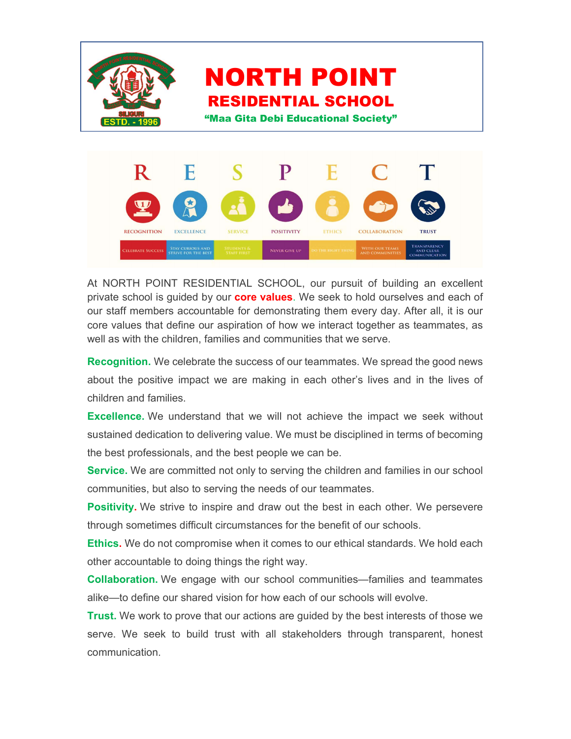# NORTH POINT
## RESIDENTIAL SCHOOL
**"Maa Gita Debi Educational Society"**

ESTD. - 1996

| R | E | S | P | E | C | T |
|---|---|---|---|---|---|---|
| RECOGNITION | EXCELLENCE | SERVICE | POSITIVITY | ETHICS | COLLABORATION | TRUST |
| CELEBRATE SUCCESS | STAY CURIOUS AND STRIVE FOR THE BEST | STUDENTS & STAFF FIRST | NEVER GIVE UP | DO THE RIGHT THING | WITH OUR TEAMS AND COMMUNITIES | TRANSPARENCY AND CLEAR COMMUNICATION |

At NORTH POINT RESIDENTIAL SCHOOL, our pursuit of building an excellent private school is guided by our **core values**. We seek to hold ourselves and each of our staff members accountable for demonstrating them every day. After all, it is our core values that define our aspiration of how we interact together as teammates, as well as with the children, families and communities that we serve.

**Recognition.** We celebrate the success of our teammates. We spread the good news about the positive impact we are making in each other's lives and in the lives of children and families.

**Excellence.** We understand that we will not achieve the impact we seek without sustained dedication to delivering value. We must be disciplined in terms of becoming the best professionals, and the best people we can be.

**Service.** We are committed not only to serving the children and families in our school communities, but also to serving the needs of our teammates.

**Positivity.** We strive to inspire and draw out the best in each other. We persevere through sometimes difficult circumstances for the benefit of our schools.

**Ethics.** We do not compromise when it comes to our ethical standards. We hold each other accountable to doing things the right way.

**Collaboration.** We engage with our school communities—families and teammates alike—to define our shared vision for how each of our schools will evolve.

**Trust.** We work to prove that our actions are guided by the best interests of those we serve. We seek to build trust with all stakeholders through transparent, honest communication.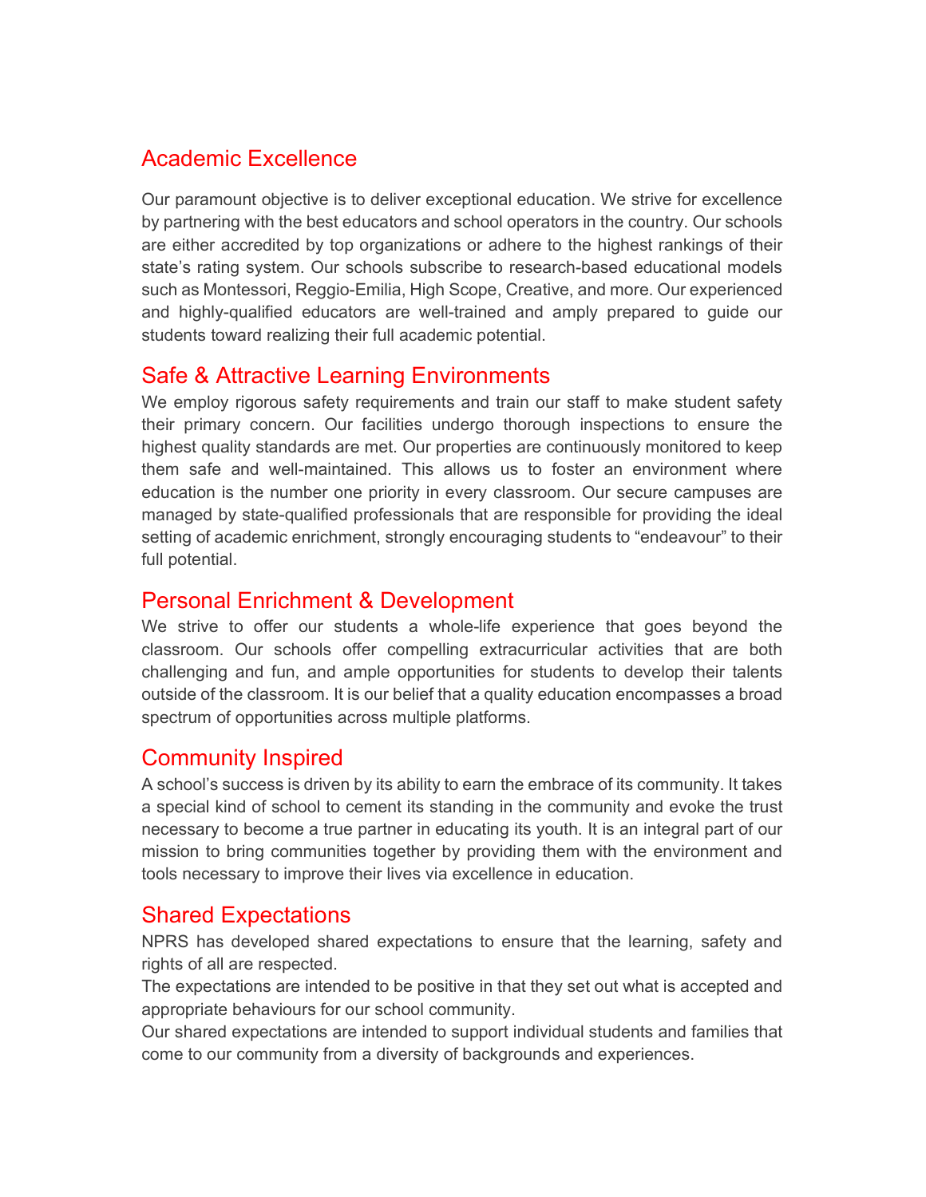## Academic Excellence

Our paramount objective is to deliver exceptional education. We strive for excellence by partnering with the best educators and school operators in the country. Our schools are either accredited by top organizations or adhere to the highest rankings of their state's rating system. Our schools subscribe to research-based educational models such as Montessori, Reggio-Emilia, High Scope, Creative, and more. Our experienced and highly-qualified educators are well-trained and amply prepared to guide our students toward realizing their full academic potential.

## Safe & Attractive Learning Environments

We employ rigorous safety requirements and train our staff to make student safety their primary concern. Our facilities undergo thorough inspections to ensure the highest quality standards are met. Our properties are continuously monitored to keep them safe and well-maintained. This allows us to foster an environment where education is the number one priority in every classroom. Our secure campuses are managed by state-qualified professionals that are responsible for providing the ideal setting of academic enrichment, strongly encouraging students to "endeavour" to their full potential.

## Personal Enrichment & Development

We strive to offer our students a whole-life experience that goes beyond the classroom. Our schools offer compelling extracurricular activities that are both challenging and fun, and ample opportunities for students to develop their talents outside of the classroom. It is our belief that a quality education encompasses a broad spectrum of opportunities across multiple platforms.

## Community Inspired

A school's success is driven by its ability to earn the embrace of its community. It takes a special kind of school to cement its standing in the community and evoke the trust necessary to become a true partner in educating its youth. It is an integral part of our mission to bring communities together by providing them with the environment and tools necessary to improve their lives via excellence in education.

## Shared Expectations

NPRS has developed shared expectations to ensure that the learning, safety and rights of all are respected.

The expectations are intended to be positive in that they set out what is accepted and appropriate behaviours for our school community.

Our shared expectations are intended to support individual students and families that come to our community from a diversity of backgrounds and experiences.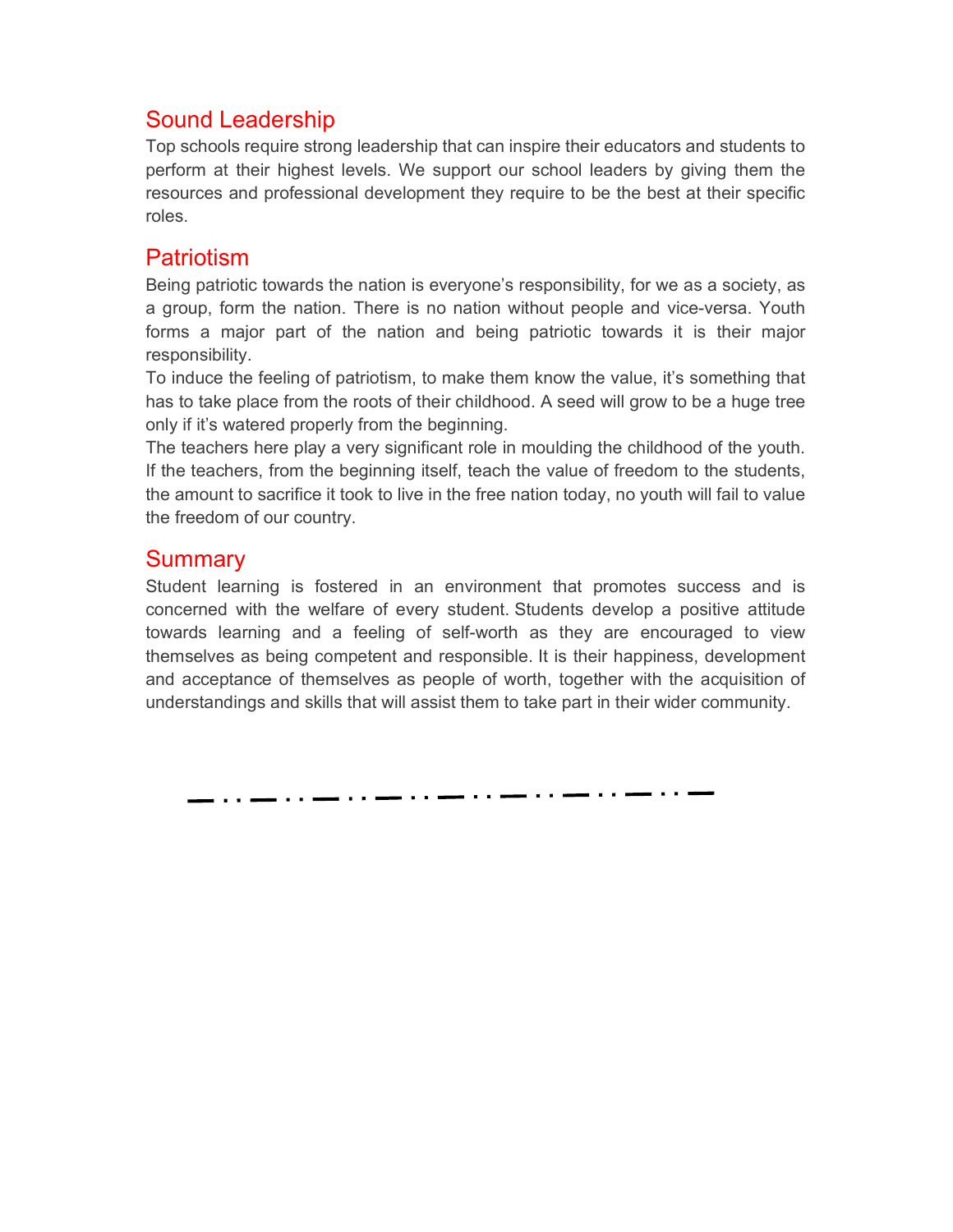## Sound Leadership

Top schools require strong leadership that can inspire their educators and students to perform at their highest levels. We support our school leaders by giving them the resources and professional development they require to be the best at their specific roles.

## Patriotism

Being patriotic towards the nation is everyone's responsibility, for we as a society, as a group, form the nation. There is no nation without people and vice-versa. Youth forms a major part of the nation and being patriotic towards it is their major responsibility.

To induce the feeling of patriotism, to make them know the value, it's something that has to take place from the roots of their childhood. A seed will grow to be a huge tree only if it's watered properly from the beginning.

The teachers here play a very significant role in moulding the childhood of the youth. If the teachers, from the beginning itself, teach the value of freedom to the students, the amount to sacrifice it took to live in the free nation today, no youth will fail to value the freedom of our country.

## Summary

Student learning is fostered in an environment that promotes success and is concerned with the welfare of every student. Students develop a positive attitude towards learning and a feeling of self-worth as they are encouraged to view themselves as being competent and responsible. It is their happiness, development and acceptance of themselves as people of worth, together with the acquisition of understandings and skills that will assist them to take part in their wider community.